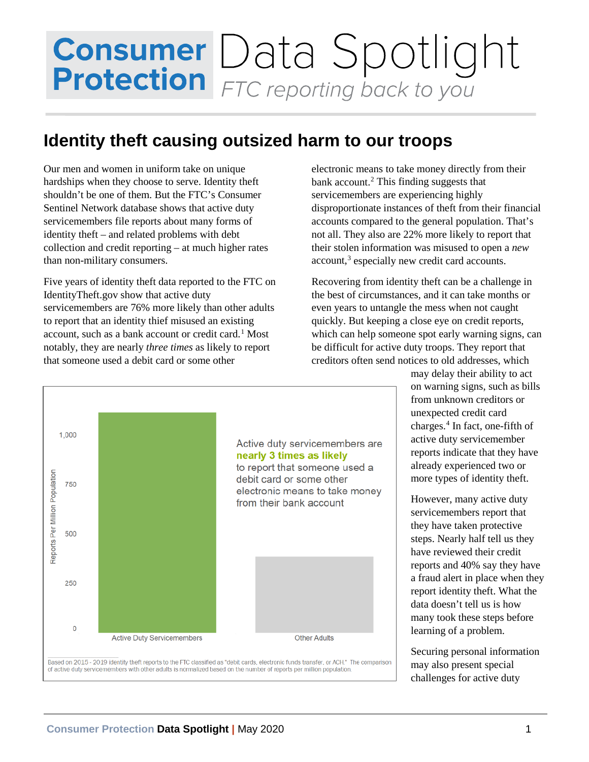# Consumer Protection Data Spotlight

*FTC reporting back to you*

## Identity theft causing outsized harm to our troops

Our men and women in uniform take on unique hardships when they choose to serve. Identity theft shouldn't be one of them. But the FTC's Consumer Sentinel Network database shows that active duty servicemembers file reports about many forms of identity theft – and related problems with debt collection and credit reporting – at much higher rates than non-military consumers.

Five years of identity theft data reported to the FTC on IdentityTheft.gov show that active duty servicemembers are 76% more likely than other adults to report that an identity thief misused an existing account, such as a bank account or credit card.[1] Most notably, they are nearly *three times* as likely to report that someone used a debit card or some other electronic means to take money directly from their bank account.[2] This finding suggests that servicemembers are experiencing highly disproportionate instances of theft from their financial accounts compared to the general population. That's not all. They also are 22% more likely to report that their stolen information was misused to open a *new* account,[3] especially new credit card accounts.

Recovering from identity theft can be a challenge in the best of circumstances, and it can take months or even years to untangle the mess when not caught quickly. But keeping a close eye on credit reports, which can help someone spot early warning signs, can be difficult for active duty troops. They report that creditors often send notices to old addresses, which may delay their ability to act on warning signs, such as bills from unknown creditors or unexpected credit card charges.[4] In fact, one-fifth of active duty servicemember reports indicate that they have already experienced two or more types of identity theft.

Active duty servicemembers are **nearly 3 times as likely** to report that someone used a debit card or some other electronic means to take money from their bank account

Based on 2015 - 2019 identity theft reports to the FTC classified as "debit cards, electronic funds transfer, or ACH." The comparison of active duty servicemembers with other adults is normalized based on the number of reports per million population.

However, many active duty servicemembers report that they have taken protective steps. Nearly half tell us they have reviewed their credit reports and 40% say they have a fraud alert in place when they report identity theft. What the data doesn't tell us is how many took these steps before learning of a problem.

Securing personal information may also present special challenges for active duty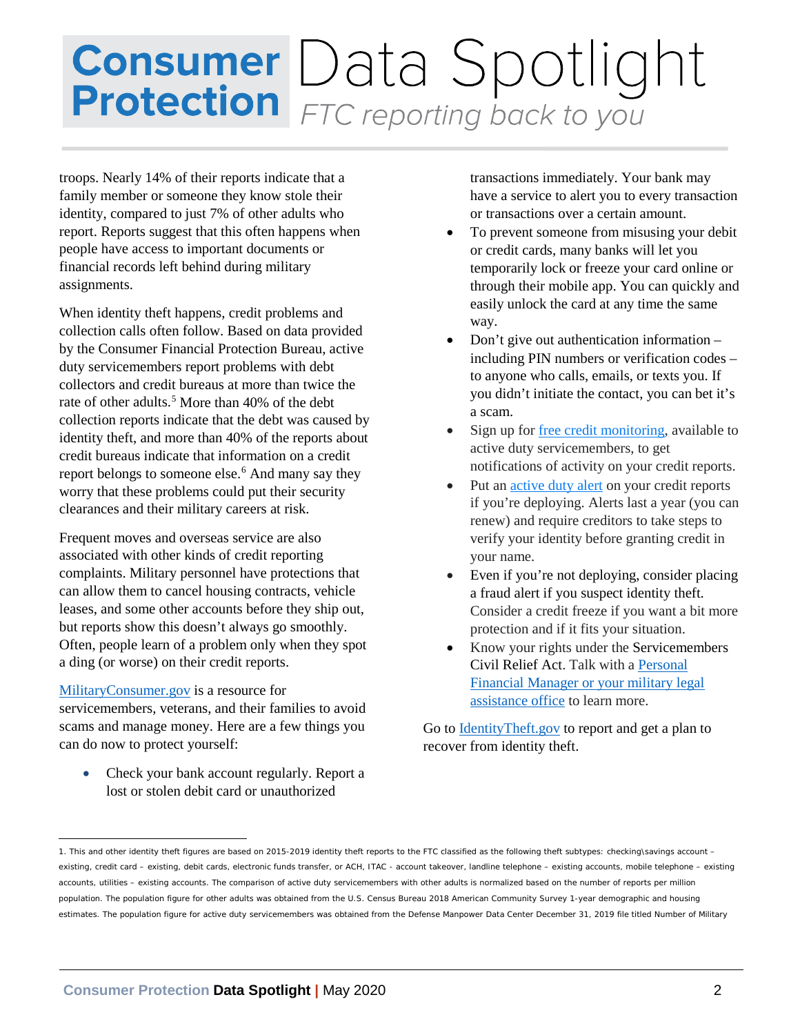troops. Nearly 14% of their reports indicate that a family member or someone they know stole their identity, compared to just 7% of other adults who report. Reports suggest that this often happens when people have access to important documents or financial records left behind during military assignments.

When identity theft happens, credit problems and collection calls often follow. Based on data provided by the Consumer Financial Protection Bureau, active duty servicemembers report problems with debt collectors and credit bureaus at more than twice the rate of other adults.[5] More than 40% of the debt collection reports indicate that the debt was caused by identity theft, and more than 40% of the reports about credit bureaus indicate that information on a credit report belongs to someone else.[6] And many say they worry that these problems could put their security clearances and their military careers at risk.

Frequent moves and overseas service are also associated with other kinds of credit reporting complaints. Military personnel have protections that can allow them to cancel housing contracts, vehicle leases, and some other accounts before they ship out, but reports show this doesn't always go smoothly. Often, people learn of a problem only when they spot a ding (or worse) on their credit reports.

MilitaryConsumer.gov is a resource for servicemembers, veterans, and their families to avoid scams and manage money. Here are a few things you can do now to protect yourself:

- Check your bank account regularly. Report a lost or stolen debit card or unauthorized transactions immediately. Your bank may have a service to alert you to every transaction or transactions over a certain amount.
- To prevent someone from misusing your debit or credit cards, many banks will let you temporarily lock or freeze your card online or through their mobile app. You can quickly and easily unlock the card at any time the same way.
- Don't give out authentication information – including PIN numbers or verification codes – to anyone who calls, emails, or texts you. If you didn't initiate the contact, you can bet it's a scam.
- Sign up for free credit monitoring, available to active duty servicemembers, to get notifications of activity on your credit reports.
- Put an active duty alert on your credit reports if you're deploying. Alerts last a year (you can renew) and require creditors to take steps to verify your identity before granting credit in your name.
- Even if you're not deploying, consider placing a fraud alert if you suspect identity theft. Consider a credit freeze if you want a bit more protection and if it fits your situation.
- Know your rights under the Servicemembers Civil Relief Act. Talk with a Personal Financial Manager or your military legal assistance office to learn more.

Go to IdentityTheft.gov to report and get a plan to recover from identity theft.

---

1. This and other identity theft figures are based on 2015-2019 identity theft reports to the FTC classified as the following theft subtypes: checking\savings account – existing, credit card – existing, debit cards, electronic funds transfer, or ACH, ITAC - account takeover, landline telephone – existing accounts, mobile telephone – existing accounts, utilities – existing accounts. The comparison of active duty servicemembers with other adults is normalized based on the number of reports per million population. The population figure for other adults was obtained from the U.S. Census Bureau 2018 American Community Survey 1-year demographic and housing estimates. The population figure for active duty servicemembers was obtained from the Defense Manpower Data Center December 31, 2019 file titled Number of Military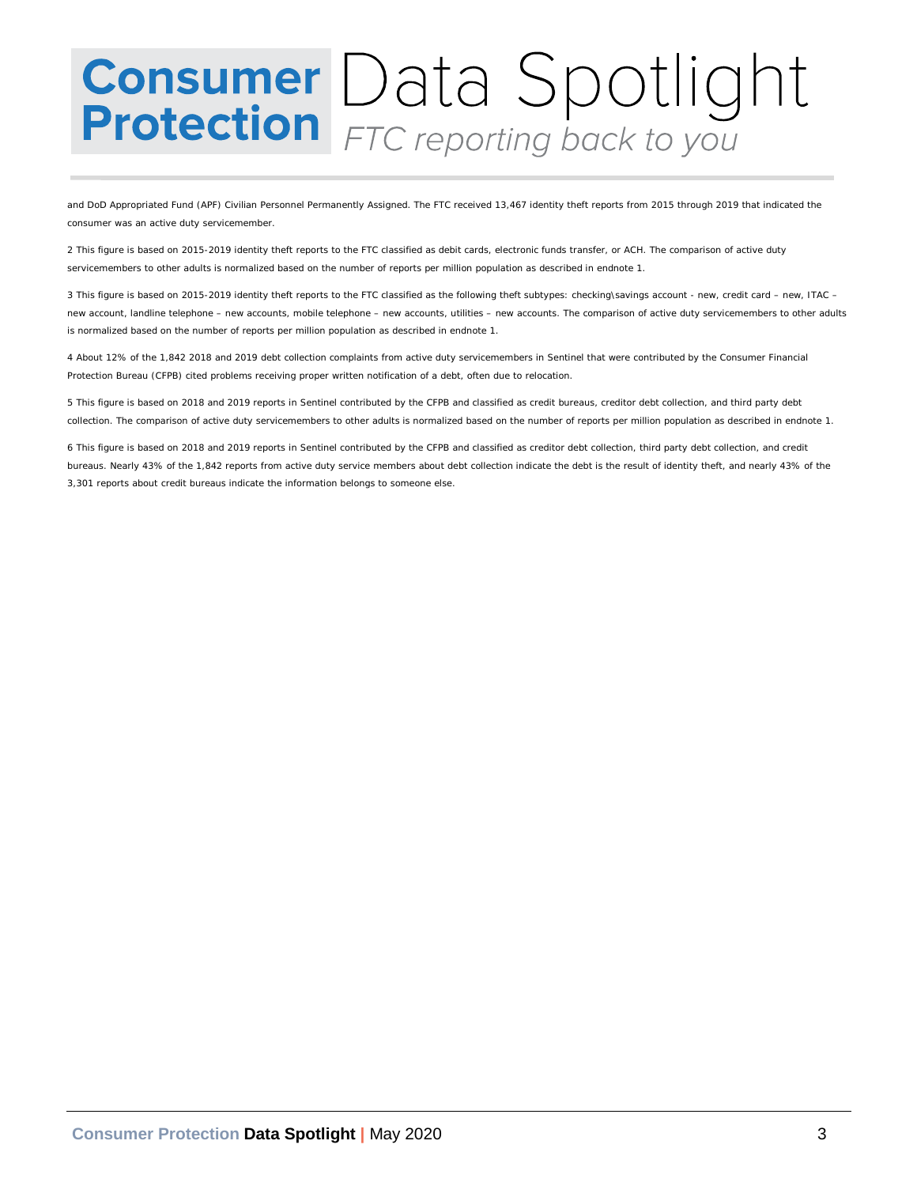and DoD Appropriated Fund (APF) Civilian Personnel Permanently Assigned. The FTC received 13,467 identity theft reports from 2015 through 2019 that indicated the consumer was an active duty servicemember.

2 This figure is based on 2015-2019 identity theft reports to the FTC classified as debit cards, electronic funds transfer, or ACH. The comparison of active duty servicemembers to other adults is normalized based on the number of reports per million population as described in endnote 1.

3 This figure is based on 2015-2019 identity theft reports to the FTC classified as the following theft subtypes: checking\savings account - new, credit card – new, ITAC – new account, landline telephone – new accounts, mobile telephone – new accounts, utilities – new accounts. The comparison of active duty servicemembers to other adults is normalized based on the number of reports per million population as described in endnote 1.

4 About 12% of the 1,842 2018 and 2019 debt collection complaints from active duty servicemembers in Sentinel that were contributed by the Consumer Financial Protection Bureau (CFPB) cited problems receiving proper written notification of a debt, often due to relocation.

5 This figure is based on 2018 and 2019 reports in Sentinel contributed by the CFPB and classified as credit bureaus, creditor debt collection, and third party debt collection. The comparison of active duty servicemembers to other adults is normalized based on the number of reports per million population as described in endnote 1.

6 This figure is based on 2018 and 2019 reports in Sentinel contributed by the CFPB and classified as creditor debt collection, third party debt collection, and credit bureaus. Nearly 43% of the 1,842 reports from active duty service members about debt collection indicate the debt is the result of identity theft, and nearly 43% of the 3,301 reports about credit bureaus indicate the information belongs to someone else.